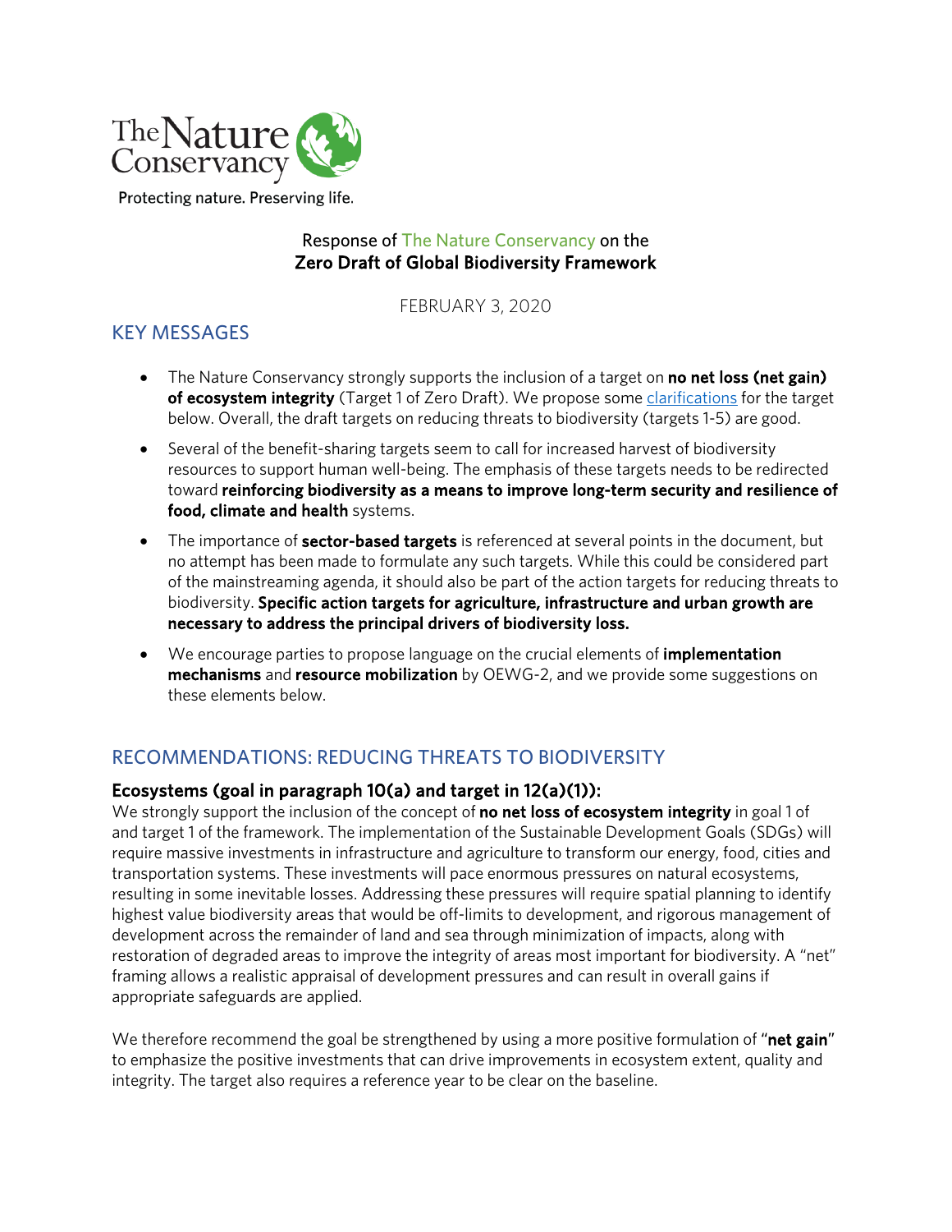The Nature Conservancy

Protecting nature. Preserving life.

Response of The Nature Conservancy on the
**Zero Draft of Global Biodiversity Framework**

FEBRUARY 3, 2020

## KEY MESSAGES

- The Nature Conservancy strongly supports the inclusion of a target on **no net loss (net gain) of ecosystem integrity** (Target 1 of Zero Draft). We propose some clarifications for the target below. Overall, the draft targets on reducing threats to biodiversity (targets 1-5) are good.
- Several of the benefit-sharing targets seem to call for increased harvest of biodiversity resources to support human well-being. The emphasis of these targets needs to be redirected toward **reinforcing biodiversity as a means to improve long-term security and resilience of food, climate and health** systems.
- The importance of **sector-based targets** is referenced at several points in the document, but no attempt has been made to formulate any such targets. While this could be considered part of the mainstreaming agenda, it should also be part of the action targets for reducing threats to biodiversity. **Specific action targets for agriculture, infrastructure and urban growth are necessary to address the principal drivers of biodiversity loss.**
- We encourage parties to propose language on the crucial elements of **implementation mechanisms** and **resource mobilization** by OEWG-2, and we provide some suggestions on these elements below.

## RECOMMENDATIONS: REDUCING THREATS TO BIODIVERSITY

### Ecosystems (goal in paragraph 10(a) and target in 12(a)(1)):

We strongly support the inclusion of the concept of **no net loss of ecosystem integrity** in goal 1 of and target 1 of the framework. The implementation of the Sustainable Development Goals (SDGs) will require massive investments in infrastructure and agriculture to transform our energy, food, cities and transportation systems. These investments will pace enormous pressures on natural ecosystems, resulting in some inevitable losses. Addressing these pressures will require spatial planning to identify highest value biodiversity areas that would be off-limits to development, and rigorous management of development across the remainder of land and sea through minimization of impacts, along with restoration of degraded areas to improve the integrity of areas most important for biodiversity. A "net" framing allows a realistic appraisal of development pressures and can result in overall gains if appropriate safeguards are applied.

We therefore recommend the goal be strengthened by using a more positive formulation of "**net gain**" to emphasize the positive investments that can drive improvements in ecosystem extent, quality and integrity. The target also requires a reference year to be clear on the baseline.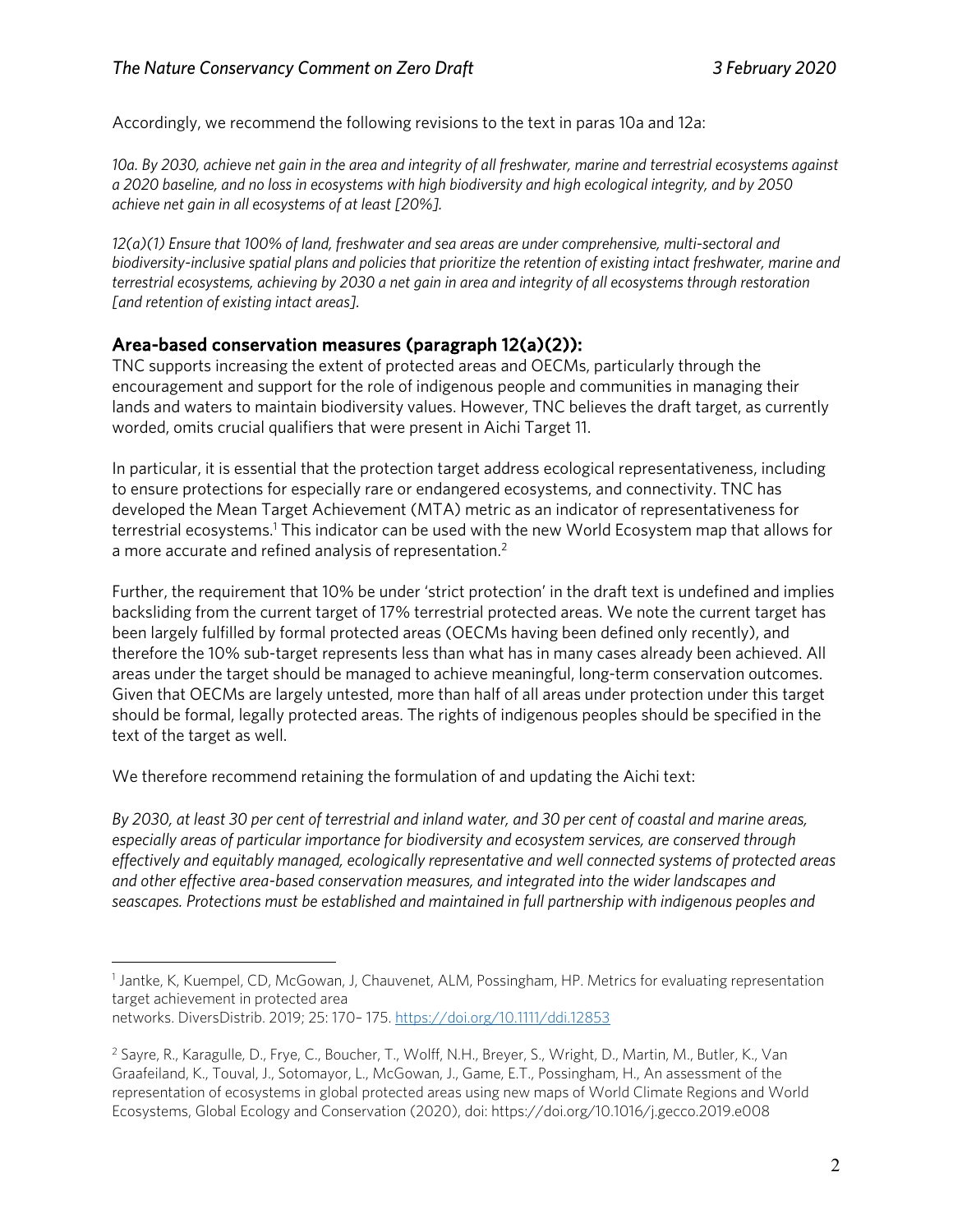Accordingly, we recommend the following revisions to the text in paras 10a and 12a:

*10a. By 2030, achieve net gain in the area and integrity of all freshwater, marine and terrestrial ecosystems against a 2020 baseline, and no loss in ecosystems with high biodiversity and high ecological integrity, and by 2050 achieve net gain in all ecosystems of at least [20%].*

*12(a)(1) Ensure that 100% of land, freshwater and sea areas are under comprehensive, multi-sectoral and biodiversity-inclusive spatial plans and policies that prioritize the retention of existing intact freshwater, marine and terrestrial ecosystems, achieving by 2030 a net gain in area and integrity of all ecosystems through restoration [and retention of existing intact areas].*

## Area-based conservation measures (paragraph 12(a)(2)):

TNC supports increasing the extent of protected areas and OECMs, particularly through the encouragement and support for the role of indigenous people and communities in managing their lands and waters to maintain biodiversity values. However, TNC believes the draft target, as currently worded, omits crucial qualifiers that were present in Aichi Target 11.

In particular, it is essential that the protection target address ecological representativeness, including to ensure protections for especially rare or endangered ecosystems, and connectivity. TNC has developed the Mean Target Achievement (MTA) metric as an indicator of representativeness for terrestrial ecosystems.[1] This indicator can be used with the new World Ecosystem map that allows for a more accurate and refined analysis of representation.[2]

Further, the requirement that 10% be under 'strict protection' in the draft text is undefined and implies backsliding from the current target of 17% terrestrial protected areas. We note the current target has been largely fulfilled by formal protected areas (OECMs having been defined only recently), and therefore the 10% sub-target represents less than what has in many cases already been achieved. All areas under the target should be managed to achieve meaningful, long-term conservation outcomes. Given that OECMs are largely untested, more than half of all areas under protection under this target should be formal, legally protected areas. The rights of indigenous peoples should be specified in the text of the target as well.

We therefore recommend retaining the formulation of and updating the Aichi text:

*By 2030, at least 30 per cent of terrestrial and inland water, and 30 per cent of coastal and marine areas, especially areas of particular importance for biodiversity and ecosystem services, are conserved through effectively and equitably managed, ecologically representative and well connected systems of protected areas and other effective area-based conservation measures, and integrated into the wider landscapes and seascapes. Protections must be established and maintained in full partnership with indigenous peoples and*

---

[1] Jantke, K, Kuempel, CD, McGowan, J, Chauvenet, ALM, Possingham, HP. Metrics for evaluating representation target achievement in protected area networks. DiversDistrib. 2019; 25: 170– 175. https://doi.org/10.1111/ddi.12853

[2] Sayre, R., Karagulle, D., Frye, C., Boucher, T., Wolff, N.H., Breyer, S., Wright, D., Martin, M., Butler, K., Van Graafeiland, K., Touval, J., Sotomayor, L., McGowan, J., Game, E.T., Possingham, H., An assessment of the representation of ecosystems in global protected areas using new maps of World Climate Regions and World Ecosystems, Global Ecology and Conservation (2020), doi: https://doi.org/10.1016/j.gecco.2019.e008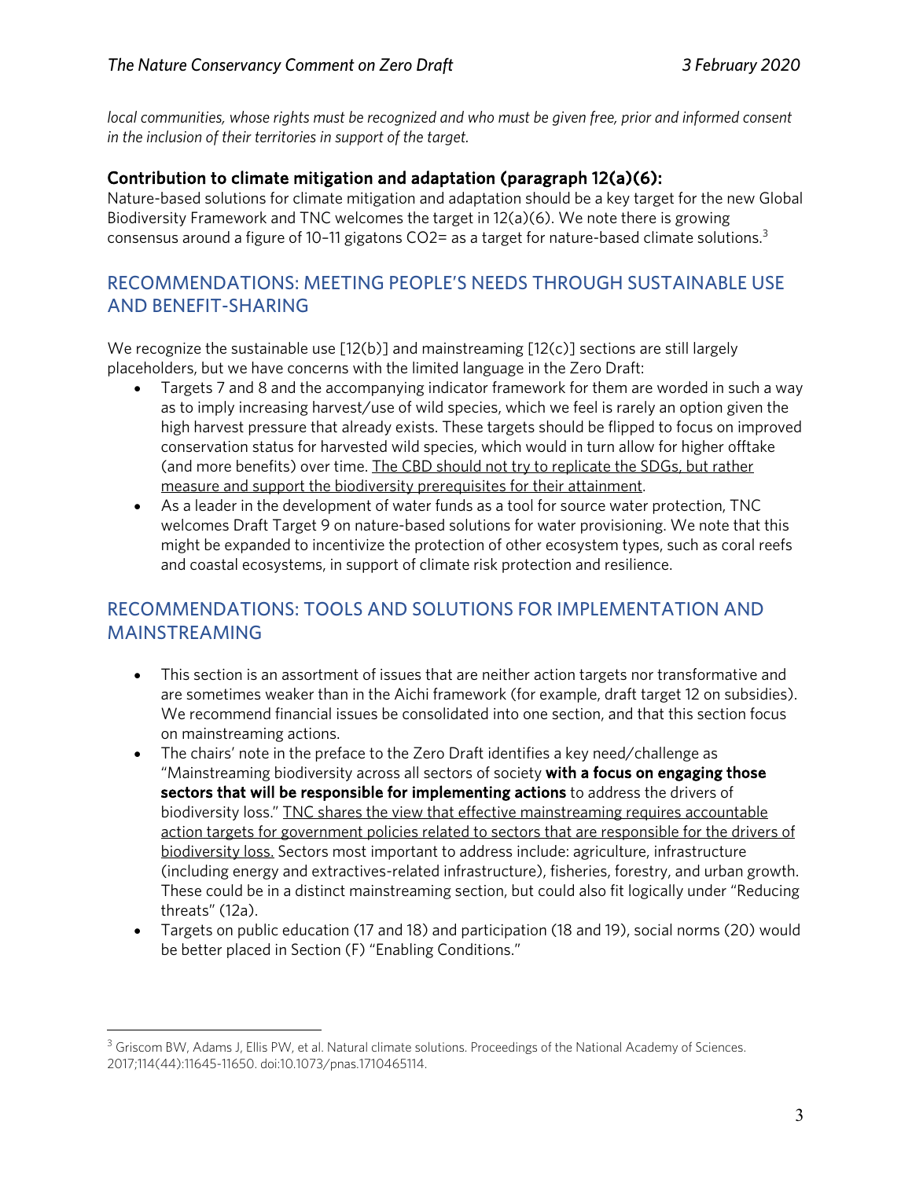*local communities, whose rights must be recognized and who must be given free, prior and informed consent in the inclusion of their territories in support of the target.*

### Contribution to climate mitigation and adaptation (paragraph 12(a)(6):

Nature-based solutions for climate mitigation and adaptation should be a key target for the new Global Biodiversity Framework and TNC welcomes the target in 12(a)(6). We note there is growing consensus around a figure of 10–11 gigatons $CO_2$= as a target for nature-based climate solutions.[3]

## RECOMMENDATIONS: MEETING PEOPLE'S NEEDS THROUGH SUSTAINABLE USE AND BENEFIT-SHARING

We recognize the sustainable use [12(b)] and mainstreaming [12(c)] sections are still largely placeholders, but we have concerns with the limited language in the Zero Draft:

- Targets 7 and 8 and the accompanying indicator framework for them are worded in such a way as to imply increasing harvest/use of wild species, which we feel is rarely an option given the high harvest pressure that already exists. These targets should be flipped to focus on improved conservation status for harvested wild species, which would in turn allow for higher offtake (and more benefits) over time. <u>The CBD should not try to replicate the SDGs, but rather measure and support the biodiversity prerequisites for their attainment</u>.
- As a leader in the development of water funds as a tool for source water protection, TNC welcomes Draft Target 9 on nature-based solutions for water provisioning. We note that this might be expanded to incentivize the protection of other ecosystem types, such as coral reefs and coastal ecosystems, in support of climate risk protection and resilience.

## RECOMMENDATIONS: TOOLS AND SOLUTIONS FOR IMPLEMENTATION AND MAINSTREAMING

- This section is an assortment of issues that are neither action targets nor transformative and are sometimes weaker than in the Aichi framework (for example, draft target 12 on subsidies). We recommend financial issues be consolidated into one section, and that this section focus on mainstreaming actions.
- The chairs' note in the preface to the Zero Draft identifies a key need/challenge as "Mainstreaming biodiversity across all sectors of society **with a focus on engaging those sectors that will be responsible for implementing actions** to address the drivers of biodiversity loss." <u>TNC shares the view that effective mainstreaming requires accountable action targets for government policies related to sectors that are responsible for the drivers of biodiversity loss.</u> Sectors most important to address include: agriculture, infrastructure (including energy and extractives-related infrastructure), fisheries, forestry, and urban growth. These could be in a distinct mainstreaming section, but could also fit logically under "Reducing threats" (12a).
- Targets on public education (17 and 18) and participation (18 and 19), social norms (20) would be better placed in Section (F) "Enabling Conditions."

---

[3] Griscom BW, Adams J, Ellis PW, et al. Natural climate solutions. Proceedings of the National Academy of Sciences. 2017;114(44):11645-11650. doi:10.1073/pnas.1710465114.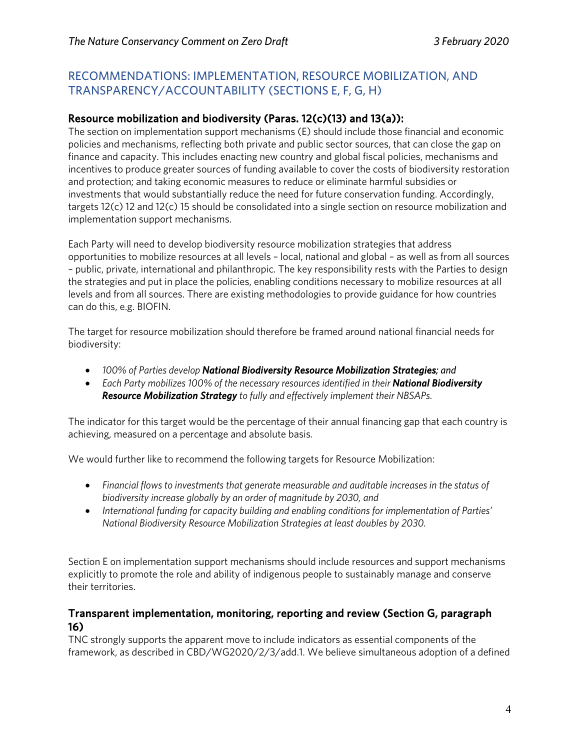## RECOMMENDATIONS: IMPLEMENTATION, RESOURCE MOBILIZATION, AND TRANSPARENCY/ACCOUNTABILITY (SECTIONS E, F, G, H)

### Resource mobilization and biodiversity (Paras. 12(c)(13) and 13(a)):

The section on implementation support mechanisms (E) should include those financial and economic policies and mechanisms, reflecting both private and public sector sources, that can close the gap on finance and capacity. This includes enacting new country and global fiscal policies, mechanisms and incentives to produce greater sources of funding available to cover the costs of biodiversity restoration and protection; and taking economic measures to reduce or eliminate harmful subsidies or investments that would substantially reduce the need for future conservation funding. Accordingly, targets 12(c) 12 and 12(c) 15 should be consolidated into a single section on resource mobilization and implementation support mechanisms.

Each Party will need to develop biodiversity resource mobilization strategies that address opportunities to mobilize resources at all levels – local, national and global – as well as from all sources – public, private, international and philanthropic. The key responsibility rests with the Parties to design the strategies and put in place the policies, enabling conditions necessary to mobilize resources at all levels and from all sources. There are existing methodologies to provide guidance for how countries can do this, e.g. BIOFIN.

The target for resource mobilization should therefore be framed around national financial needs for biodiversity:

- *100% of Parties develop **National Biodiversity Resource Mobilization Strategies**; and*
- *Each Party mobilizes 100% of the necessary resources identified in their **National Biodiversity Resource Mobilization Strategy** to fully and effectively implement their NBSAPs.*

The indicator for this target would be the percentage of their annual financing gap that each country is achieving, measured on a percentage and absolute basis.

We would further like to recommend the following targets for Resource Mobilization:

- *Financial flows to investments that generate measurable and auditable increases in the status of biodiversity increase globally by an order of magnitude by 2030, and*
- *International funding for capacity building and enabling conditions for implementation of Parties' National Biodiversity Resource Mobilization Strategies at least doubles by 2030.*

Section E on implementation support mechanisms should include resources and support mechanisms explicitly to promote the role and ability of indigenous people to sustainably manage and conserve their territories.

### Transparent implementation, monitoring, reporting and review (Section G, paragraph 16)

TNC strongly supports the apparent move to include indicators as essential components of the framework, as described in CBD/WG2020/2/3/add.1. We believe simultaneous adoption of a defined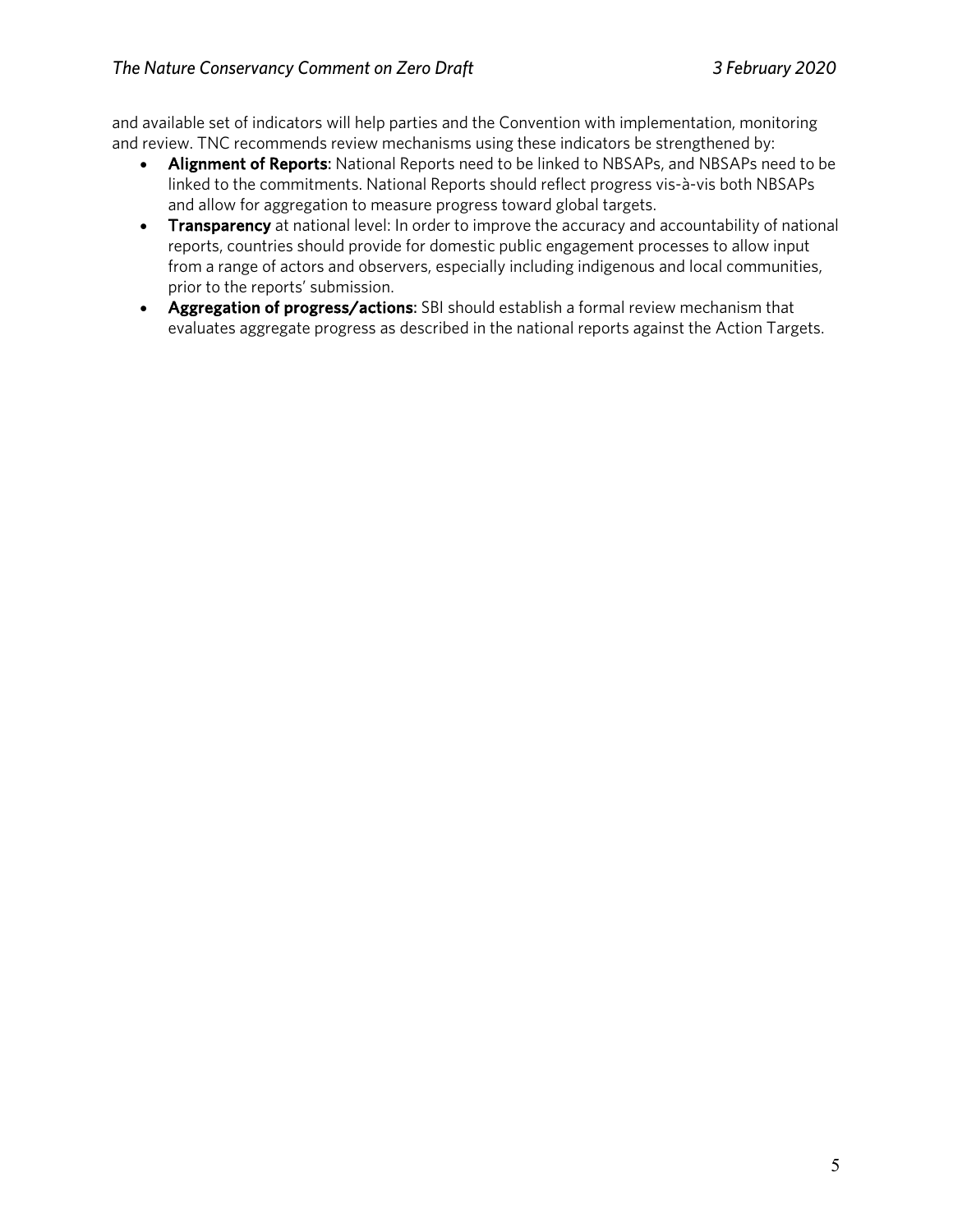and available set of indicators will help parties and the Convention with implementation, monitoring and review. TNC recommends review mechanisms using these indicators be strengthened by:

- **Alignment of Reports:** National Reports need to be linked to NBSAPs, and NBSAPs need to be linked to the commitments. National Reports should reflect progress vis-à-vis both NBSAPs and allow for aggregation to measure progress toward global targets.
- **Transparency** at national level: In order to improve the accuracy and accountability of national reports, countries should provide for domestic public engagement processes to allow input from a range of actors and observers, especially including indigenous and local communities, prior to the reports' submission.
- **Aggregation of progress/actions:** SBI should establish a formal review mechanism that evaluates aggregate progress as described in the national reports against the Action Targets.